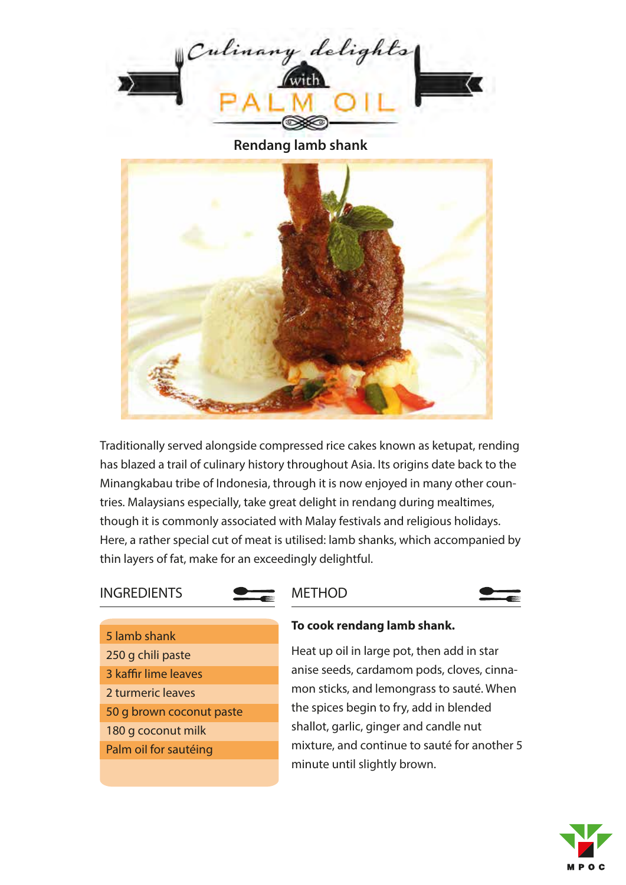# Culinary delights with PALM OIL

## Rendang lamb shank

Traditionally served alongside compressed rice cakes known as ketupat, rending has blazed a trail of culinary history throughout Asia. Its origins date back to the Minangkabau tribe of Indonesia, through it is now enjoyed in many other countries. Malaysians especially, take great delight in rendang during mealtimes, though it is commonly associated with Malay festivals and religious holidays. Here, a rather special cut of meat is utilised: lamb shanks, which accompanied by thin layers of fat, make for an exceedingly delightful.

### INGREDIENTS

- 5 lamb shank
- 250 g chili paste
- 3 kaffir lime leaves
- 2 turmeric leaves
- 50 g brown coconut paste
- 180 g coconut milk
- Palm oil for sautéing

### METHOD

**To cook rendang lamb shank.**

Heat up oil in large pot, then add in star anise seeds, cardamom pods, cloves, cinnamon sticks, and lemongrass to sauté. When the spices begin to fry, add in blended shallot, garlic, ginger and candle nut mixture, and continue to sauté for another 5 minute until slightly brown.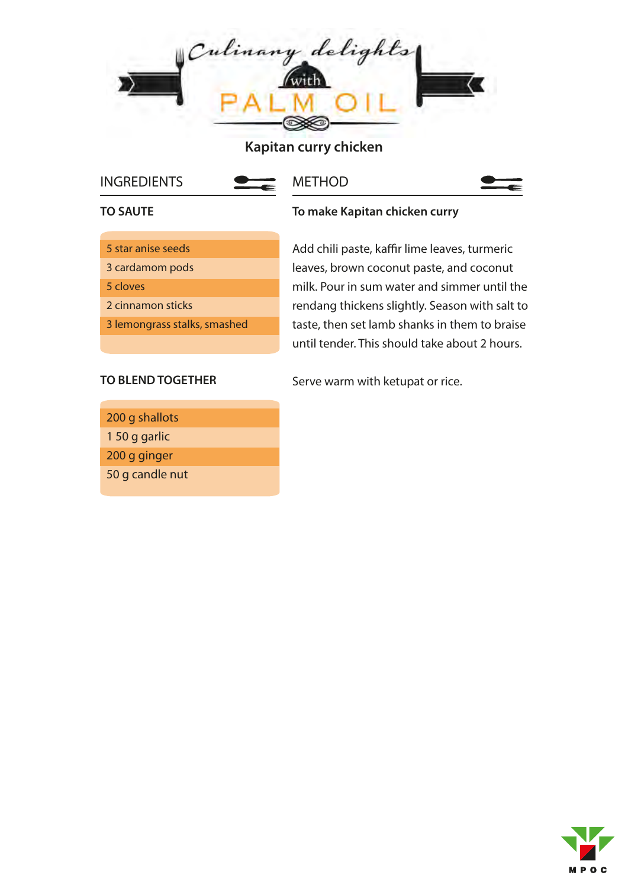# Culinary delights with PALM OIL

## Kapitan curry chicken

### INGREDIENTS

**TO SAUTE**

- 5 star anise seeds
- 3 cardamom pods
- 5 cloves
- 2 cinnamon sticks
- 3 lemongrass stalks, smashed

**TO BLEND TOGETHER**

- 200 g shallots
- 1 50 g garlic
- 200 g ginger
- 50 g candle nut

### METHOD

**To make Kapitan chicken curry**

Add chili paste, kaffir lime leaves, turmeric leaves, brown coconut paste, and coconut milk. Pour in sum water and simmer until the rendang thickens slightly. Season with salt to taste, then set lamb shanks in them to braise until tender. This should take about 2 hours.

Serve warm with ketupat or rice.

MPOC